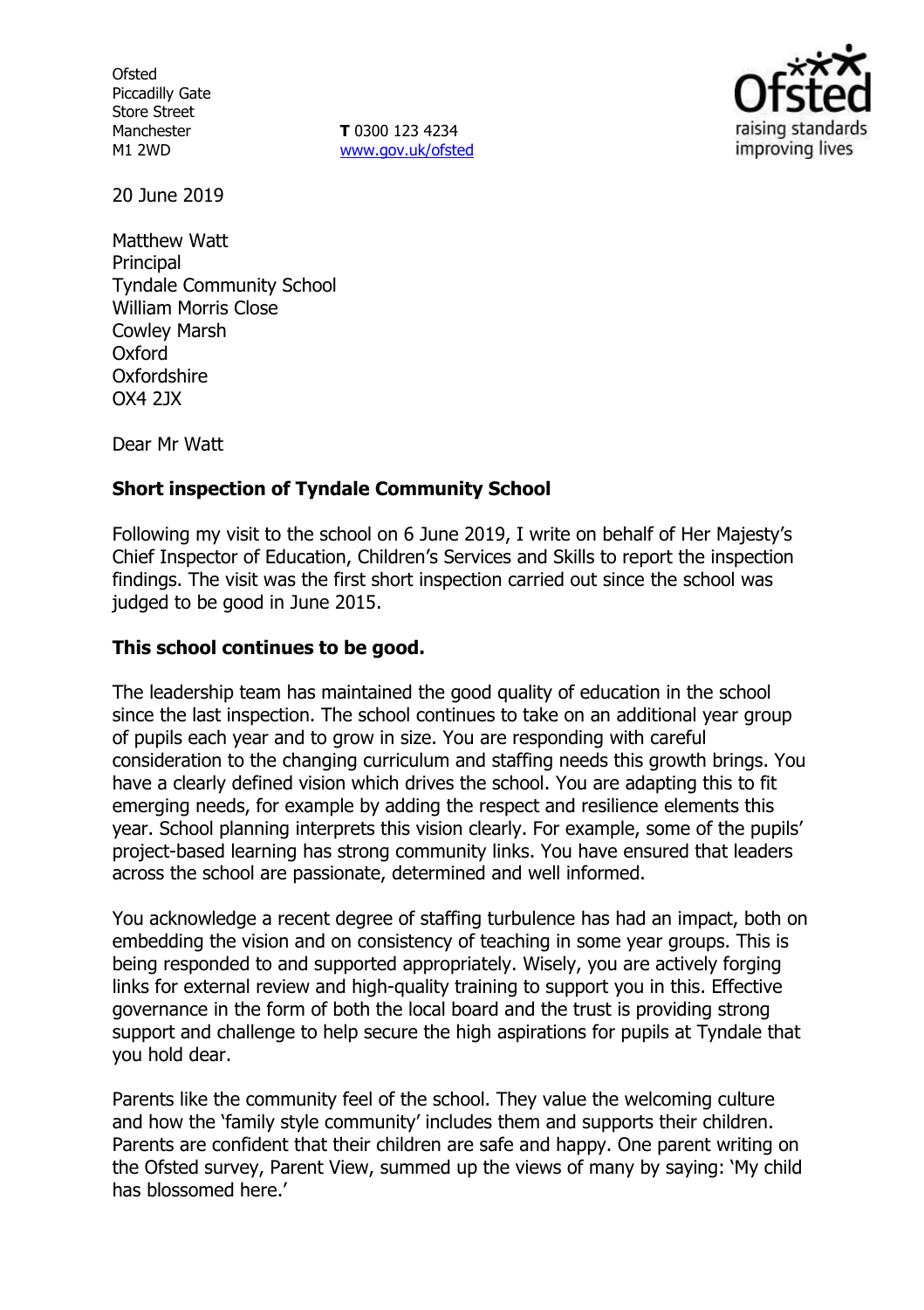Ofsted
Piccadilly Gate
Store Street
Manchester
M1 2WD

**T** 0300 123 4234
www.gov.uk/ofsted

20 June 2019

Matthew Watt
Principal
Tyndale Community School
William Morris Close
Cowley Marsh
Oxford
Oxfordshire
OX4 2JX

Dear Mr Watt

**Short inspection of Tyndale Community School**

Following my visit to the school on 6 June 2019, I write on behalf of Her Majesty's Chief Inspector of Education, Children's Services and Skills to report the inspection findings. The visit was the first short inspection carried out since the school was judged to be good in June 2015.

**This school continues to be good.**

The leadership team has maintained the good quality of education in the school since the last inspection. The school continues to take on an additional year group of pupils each year and to grow in size. You are responding with careful consideration to the changing curriculum and staffing needs this growth brings. You have a clearly defined vision which drives the school. You are adapting this to fit emerging needs, for example by adding the respect and resilience elements this year. School planning interprets this vision clearly. For example, some of the pupils' project-based learning has strong community links. You have ensured that leaders across the school are passionate, determined and well informed.

You acknowledge a recent degree of staffing turbulence has had an impact, both on embedding the vision and on consistency of teaching in some year groups. This is being responded to and supported appropriately. Wisely, you are actively forging links for external review and high-quality training to support you in this. Effective governance in the form of both the local board and the trust is providing strong support and challenge to help secure the high aspirations for pupils at Tyndale that you hold dear.

Parents like the community feel of the school. They value the welcoming culture and how the 'family style community' includes them and supports their children. Parents are confident that their children are safe and happy. One parent writing on the Ofsted survey, Parent View, summed up the views of many by saying: 'My child has blossomed here.'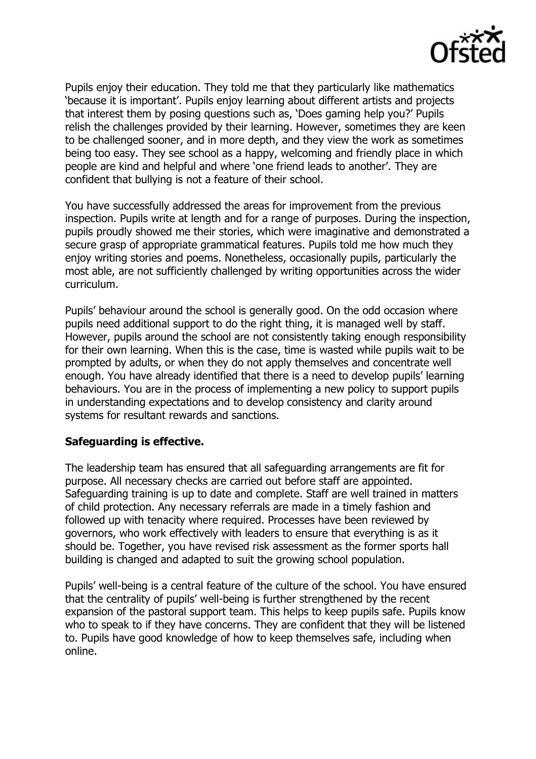Pupils enjoy their education. They told me that they particularly like mathematics 'because it is important'. Pupils enjoy learning about different artists and projects that interest them by posing questions such as, 'Does gaming help you?' Pupils relish the challenges provided by their learning. However, sometimes they are keen to be challenged sooner, and in more depth, and they view the work as sometimes being too easy. They see school as a happy, welcoming and friendly place in which people are kind and helpful and where 'one friend leads to another'. They are confident that bullying is not a feature of their school.

You have successfully addressed the areas for improvement from the previous inspection. Pupils write at length and for a range of purposes. During the inspection, pupils proudly showed me their stories, which were imaginative and demonstrated a secure grasp of appropriate grammatical features. Pupils told me how much they enjoy writing stories and poems. Nonetheless, occasionally pupils, particularly the most able, are not sufficiently challenged by writing opportunities across the wider curriculum.

Pupils' behaviour around the school is generally good. On the odd occasion where pupils need additional support to do the right thing, it is managed well by staff. However, pupils around the school are not consistently taking enough responsibility for their own learning. When this is the case, time is wasted while pupils wait to be prompted by adults, or when they do not apply themselves and concentrate well enough. You have already identified that there is a need to develop pupils' learning behaviours. You are in the process of implementing a new policy to support pupils in understanding expectations and to develop consistency and clarity around systems for resultant rewards and sanctions.

**Safeguarding is effective.**

The leadership team has ensured that all safeguarding arrangements are fit for purpose. All necessary checks are carried out before staff are appointed. Safeguarding training is up to date and complete. Staff are well trained in matters of child protection. Any necessary referrals are made in a timely fashion and followed up with tenacity where required. Processes have been reviewed by governors, who work effectively with leaders to ensure that everything is as it should be. Together, you have revised risk assessment as the former sports hall building is changed and adapted to suit the growing school population.

Pupils' well-being is a central feature of the culture of the school. You have ensured that the centrality of pupils' well-being is further strengthened by the recent expansion of the pastoral support team. This helps to keep pupils safe. Pupils know who to speak to if they have concerns. They are confident that they will be listened to. Pupils have good knowledge of how to keep themselves safe, including when online.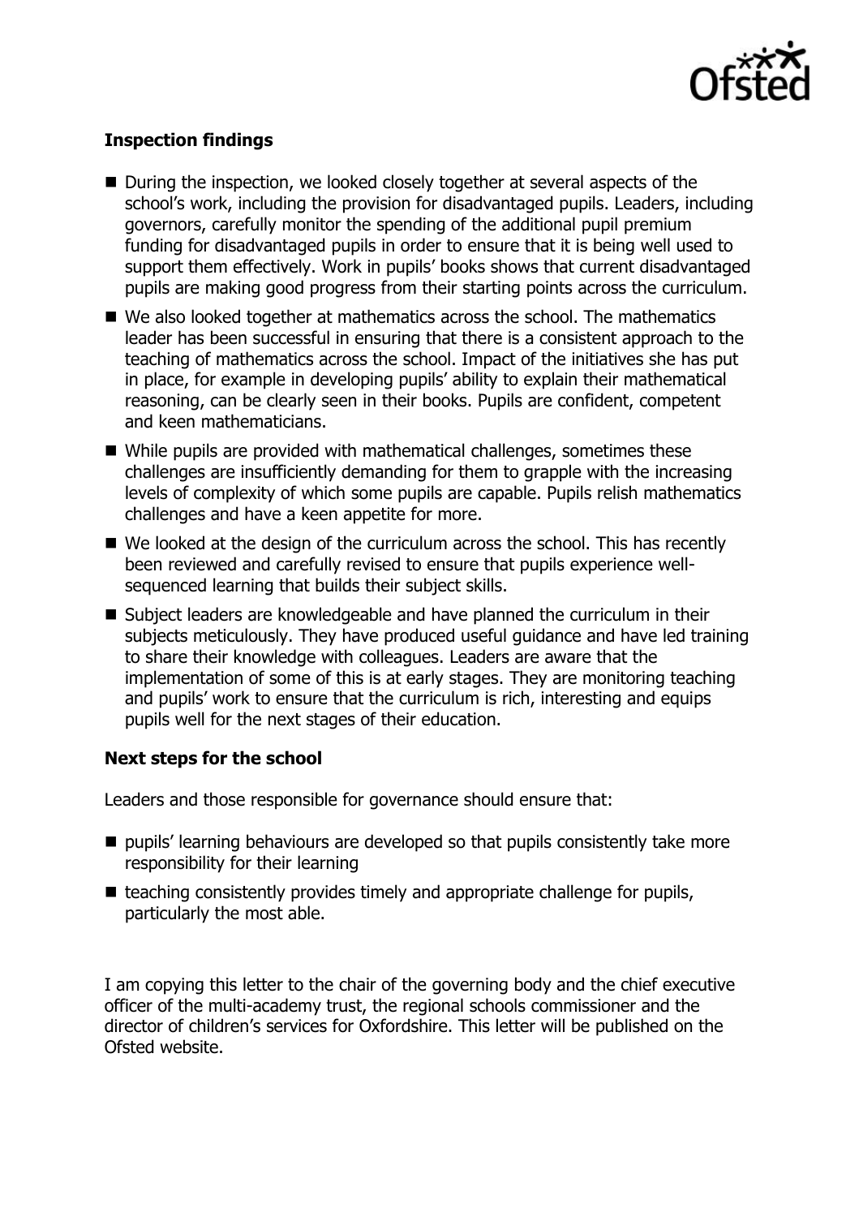**Inspection findings**

- During the inspection, we looked closely together at several aspects of the school's work, including the provision for disadvantaged pupils. Leaders, including governors, carefully monitor the spending of the additional pupil premium funding for disadvantaged pupils in order to ensure that it is being well used to support them effectively. Work in pupils' books shows that current disadvantaged pupils are making good progress from their starting points across the curriculum.
- We also looked together at mathematics across the school. The mathematics leader has been successful in ensuring that there is a consistent approach to the teaching of mathematics across the school. Impact of the initiatives she has put in place, for example in developing pupils' ability to explain their mathematical reasoning, can be clearly seen in their books. Pupils are confident, competent and keen mathematicians.
- While pupils are provided with mathematical challenges, sometimes these challenges are insufficiently demanding for them to grapple with the increasing levels of complexity of which some pupils are capable. Pupils relish mathematics challenges and have a keen appetite for more.
- We looked at the design of the curriculum across the school. This has recently been reviewed and carefully revised to ensure that pupils experience well-sequenced learning that builds their subject skills.
- Subject leaders are knowledgeable and have planned the curriculum in their subjects meticulously. They have produced useful guidance and have led training to share their knowledge with colleagues. Leaders are aware that the implementation of some of this is at early stages. They are monitoring teaching and pupils' work to ensure that the curriculum is rich, interesting and equips pupils well for the next stages of their education.

**Next steps for the school**

Leaders and those responsible for governance should ensure that:

- pupils' learning behaviours are developed so that pupils consistently take more responsibility for their learning
- teaching consistently provides timely and appropriate challenge for pupils, particularly the most able.

I am copying this letter to the chair of the governing body and the chief executive officer of the multi-academy trust, the regional schools commissioner and the director of children's services for Oxfordshire. This letter will be published on the Ofsted website.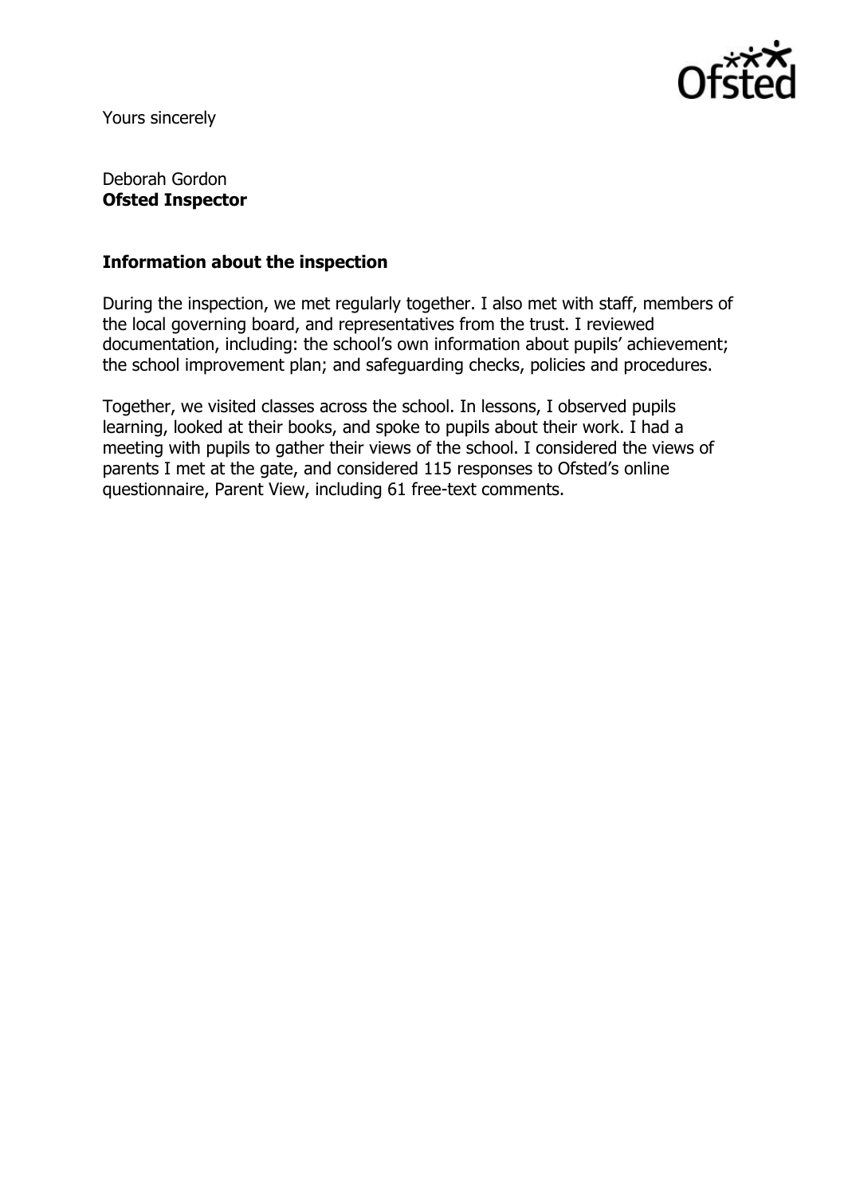Yours sincerely

Deborah Gordon
**Ofsted Inspector**

## Information about the inspection

During the inspection, we met regularly together. I also met with staff, members of the local governing board, and representatives from the trust. I reviewed documentation, including: the school's own information about pupils' achievement; the school improvement plan; and safeguarding checks, policies and procedures.

Together, we visited classes across the school. In lessons, I observed pupils learning, looked at their books, and spoke to pupils about their work. I had a meeting with pupils to gather their views of the school. I considered the views of parents I met at the gate, and considered 115 responses to Ofsted's online questionnaire, Parent View, including 61 free-text comments.